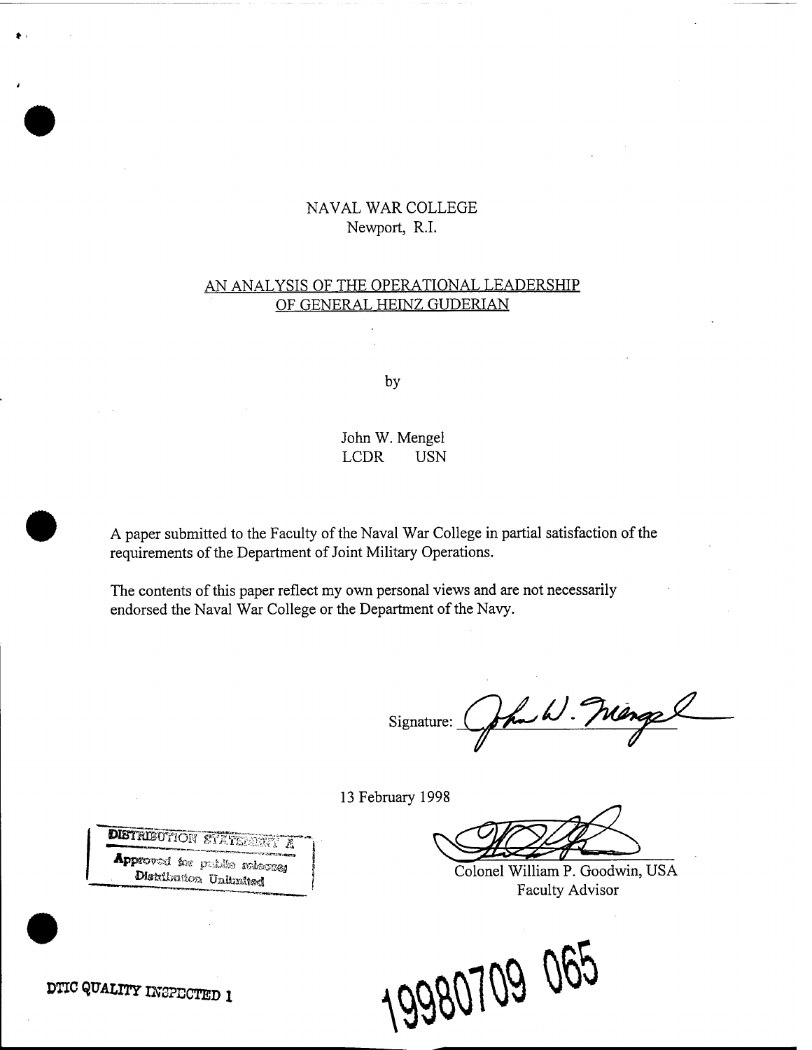NAVAL WAR COLLEGE
Newport, R.I.

# AN ANALYSIS OF THE OPERATIONAL LEADERSHIP OF GENERAL HEINZ GUDERIAN

by

John W. Mengel
LCDR USN

A paper submitted to the Faculty of the Naval War College in partial satisfaction of the requirements of the Department of Joint Military Operations.

The contents of this paper reflect my own personal views and are not necessarily endorsed the Naval War College or the Department of the Navy.

Signature: John W. Mengel

13 February 1998

Colonel William P. Goodwin, USA
Faculty Advisor

DISTRIBUTION STATEMENT A
Approved for public release;
Distribution Unlimited

DTIC QUALITY INSPECTED 1

19980709 065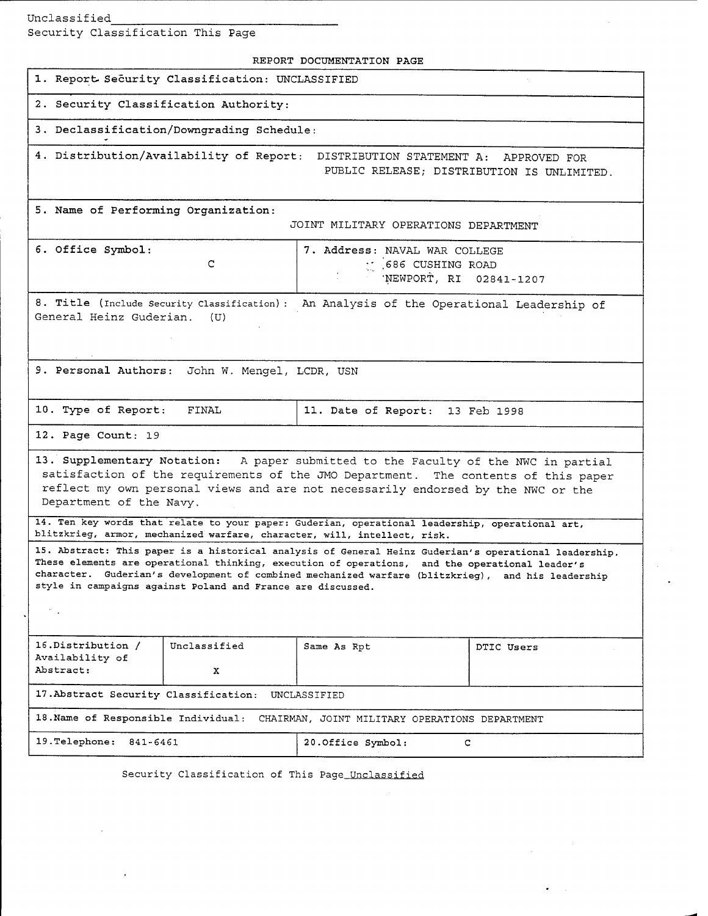Unclassified

Security Classification This Page

## REPORT DOCUMENTATION PAGE

1. Report Security Classification: UNCLASSIFIED

2. Security Classification Authority:

3. Declassification/Downgrading Schedule:

4. Distribution/Availability of Report: DISTRIBUTION STATEMENT A: APPROVED FOR PUBLIC RELEASE; DISTRIBUTION IS UNLIMITED.

5. Name of Performing Organization: JOINT MILITARY OPERATIONS DEPARTMENT

| 6. Office Symbol: C | 7. Address: NAVAL WAR COLLEGE 686 CUSHING ROAD NEWPORT, RI 02841-1207 |
|---|---|

8. Title (Include Security Classification): An Analysis of the Operational Leadership of General Heinz Guderian. (U)

9. Personal Authors: John W. Mengel, LCDR, USN

| 10. Type of Report: FINAL | 11. Date of Report: 13 Feb 1998 |
|---|---|

12. Page Count: 19

13. Supplementary Notation: A paper submitted to the Faculty of the NWC in partial satisfaction of the requirements of the JMO Department. The contents of this paper reflect my own personal views and are not necessarily endorsed by the NWC or the Department of the Navy.

14. Ten key words that relate to your paper: Guderian, operational leadership, operational art, blitzkrieg, armor, mechanized warfare, character, will, intellect, risk.

15. Abstract: This paper is a historical analysis of General Heinz Guderian's operational leadership. These elements are operational thinking, execution of operations, and the operational leader's character. Guderian's development of combined mechanized warfare (blitzkrieg), and his leadership style in campaigns against Poland and France are discussed.

| 16. Distribution / Availability of Abstract: | Unclassified | Same As Rpt | DTIC Users |
|---|---|---|---|
| | X | | |

17. Abstract Security Classification: UNCLASSIFIED

18. Name of Responsible Individual: CHAIRMAN, JOINT MILITARY OPERATIONS DEPARTMENT

| 19. Telephone: 841-6461 | 20. Office Symbol: C |
|---|---|

Security Classification of This Page Unclassified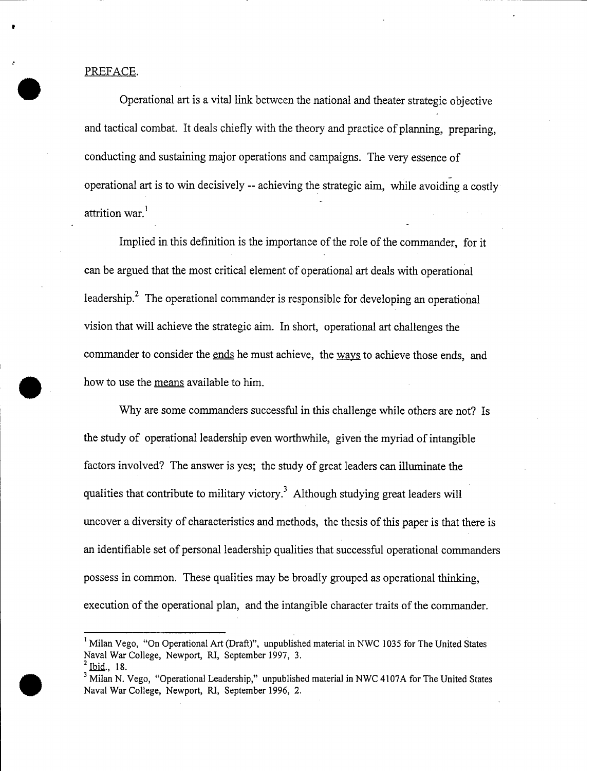## PREFACE.

Operational art is a vital link between the national and theater strategic objective and tactical combat. It deals chiefly with the theory and practice of planning, preparing, conducting and sustaining major operations and campaigns. The very essence of operational art is to win decisively -- achieving the strategic aim, while avoiding a costly attrition war.[1]

Implied in this definition is the importance of the role of the commander, for it can be argued that the most critical element of operational art deals with operational leadership.[2] The operational commander is responsible for developing an operational vision that will achieve the strategic aim. In short, operational art challenges the commander to consider the ends he must achieve, the ways to achieve those ends, and how to use the means available to him.

Why are some commanders successful in this challenge while others are not? Is the study of operational leadership even worthwhile, given the myriad of intangible factors involved? The answer is yes; the study of great leaders can illuminate the qualities that contribute to military victory.[3] Although studying great leaders will uncover a diversity of characteristics and methods, the thesis of this paper is that there is an identifiable set of personal leadership qualities that successful operational commanders possess in common. These qualities may be broadly grouped as operational thinking, execution of the operational plan, and the intangible character traits of the commander.

---

[1] Milan Vego, "On Operational Art (Draft)", unpublished material in NWC 1035 for The United States Naval War College, Newport, RI, September 1997, 3.

[2] Ibid., 18.

[3] Milan N. Vego, "Operational Leadership," unpublished material in NWC 4107A for The United States Naval War College, Newport, RI, September 1996, 2.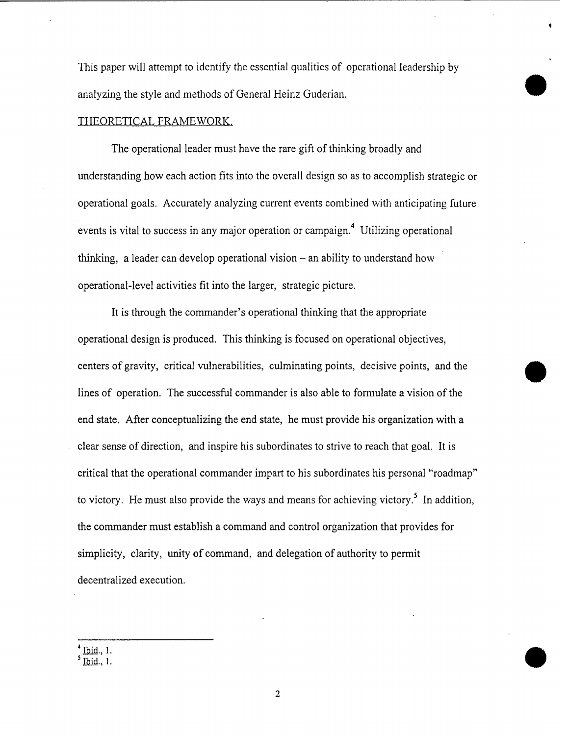This paper will attempt to identify the essential qualities of operational leadership by analyzing the style and methods of General Heinz Guderian.

## THEORETICAL FRAMEWORK.

The operational leader must have the rare gift of thinking broadly and understanding how each action fits into the overall design so as to accomplish strategic or operational goals. Accurately analyzing current events combined with anticipating future events is vital to success in any major operation or campaign.[4] Utilizing operational thinking, a leader can develop operational vision – an ability to understand how operational-level activities fit into the larger, strategic picture.

It is through the commander's operational thinking that the appropriate operational design is produced. This thinking is focused on operational objectives, centers of gravity, critical vulnerabilities, culminating points, decisive points, and the lines of operation. The successful commander is also able to formulate a vision of the end state. After conceptualizing the end state, he must provide his organization with a clear sense of direction, and inspire his subordinates to strive to reach that goal. It is critical that the operational commander impart to his subordinates his personal "roadmap" to victory. He must also provide the ways and means for achieving victory.[5] In addition, the commander must establish a command and control organization that provides for simplicity, clarity, unity of command, and delegation of authority to permit decentralized execution.

---

[4] Ibid., 1.
[5] Ibid., 1.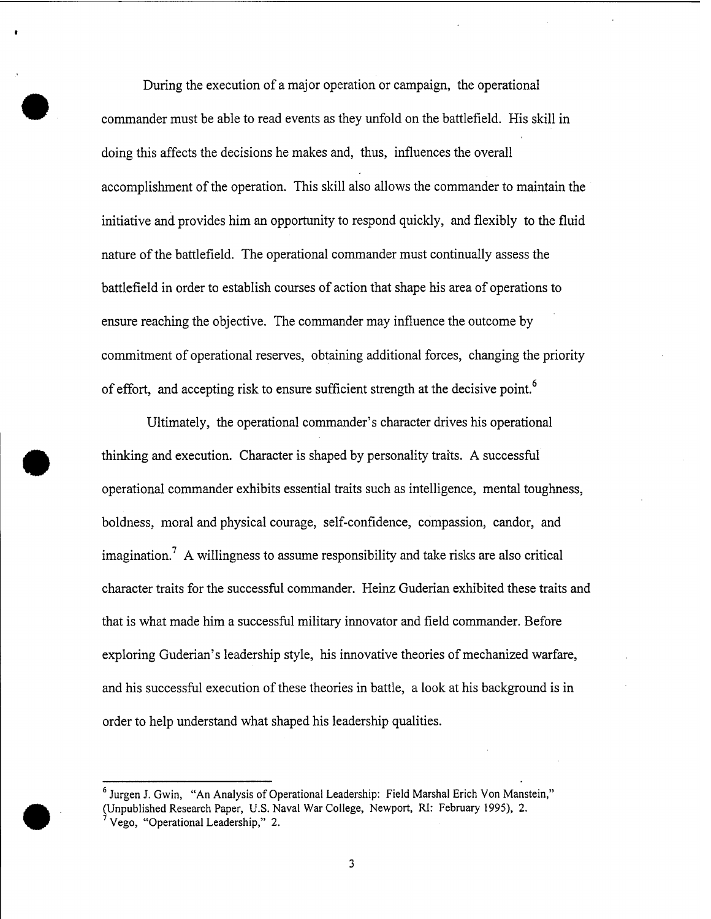During the execution of a major operation or campaign, the operational commander must be able to read events as they unfold on the battlefield. His skill in doing this affects the decisions he makes and, thus, influences the overall accomplishment of the operation. This skill also allows the commander to maintain the initiative and provides him an opportunity to respond quickly, and flexibly to the fluid nature of the battlefield. The operational commander must continually assess the battlefield in order to establish courses of action that shape his area of operations to ensure reaching the objective. The commander may influence the outcome by commitment of operational reserves, obtaining additional forces, changing the priority of effort, and accepting risk to ensure sufficient strength at the decisive point.[6]

Ultimately, the operational commander's character drives his operational thinking and execution. Character is shaped by personality traits. A successful operational commander exhibits essential traits such as intelligence, mental toughness, boldness, moral and physical courage, self-confidence, compassion, candor, and imagination.[7] A willingness to assume responsibility and take risks are also critical character traits for the successful commander. Heinz Guderian exhibited these traits and that is what made him a successful military innovator and field commander. Before exploring Guderian's leadership style, his innovative theories of mechanized warfare, and his successful execution of these theories in battle, a look at his background is in order to help understand what shaped his leadership qualities.

---

[6] Jurgen J. Gwin, "An Analysis of Operational Leadership: Field Marshal Erich Von Manstein," (Unpublished Research Paper, U.S. Naval War College, Newport, RI: February 1995), 2.
[7] Vego, "Operational Leadership," 2.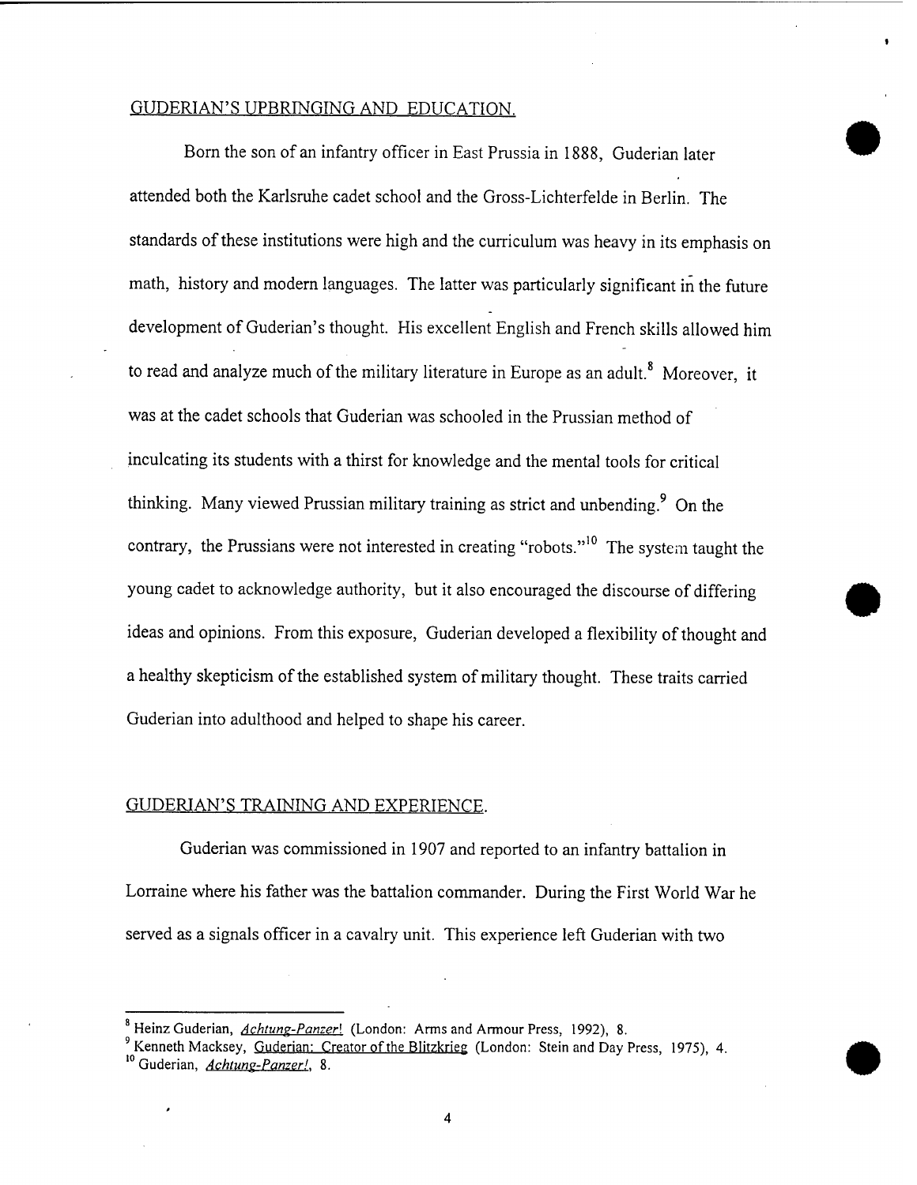## GUDERIAN'S UPBRINGING AND EDUCATION.

Born the son of an infantry officer in East Prussia in 1888, Guderian later attended both the Karlsruhe cadet school and the Gross-Lichterfelde in Berlin. The standards of these institutions were high and the curriculum was heavy in its emphasis on math, history and modern languages. The latter was particularly significant in the future development of Guderian's thought. His excellent English and French skills allowed him to read and analyze much of the military literature in Europe as an adult.[8] Moreover, it was at the cadet schools that Guderian was schooled in the Prussian method of inculcating its students with a thirst for knowledge and the mental tools for critical thinking. Many viewed Prussian military training as strict and unbending.[9] On the contrary, the Prussians were not interested in creating "robots."[10] The system taught the young cadet to acknowledge authority, but it also encouraged the discourse of differing ideas and opinions. From this exposure, Guderian developed a flexibility of thought and a healthy skepticism of the established system of military thought. These traits carried Guderian into adulthood and helped to shape his career.

## GUDERIAN'S TRAINING AND EXPERIENCE.

Guderian was commissioned in 1907 and reported to an infantry battalion in Lorraine where his father was the battalion commander. During the First World War he served as a signals officer in a cavalry unit. This experience left Guderian with two

---

[8] Heinz Guderian, *Achtung-Panzer!* (London: Arms and Armour Press, 1992), 8.

[9] Kenneth Macksey, Guderian: Creator of the Blitzkrieg (London: Stein and Day Press, 1975), 4.

[10] Guderian, *Achtung-Panzer!*, 8.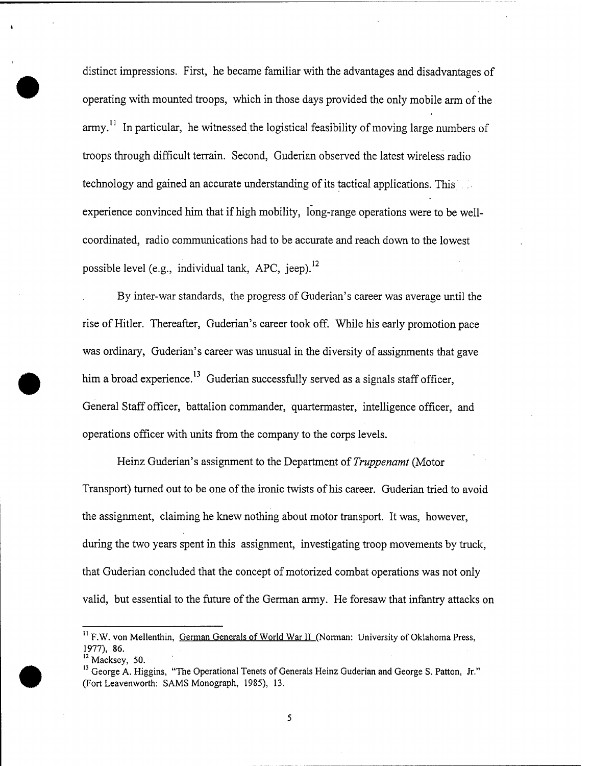distinct impressions. First, he became familiar with the advantages and disadvantages of operating with mounted troops, which in those days provided the only mobile arm of the army.[11] In particular, he witnessed the logistical feasibility of moving large numbers of troops through difficult terrain. Second, Guderian observed the latest wireless radio technology and gained an accurate understanding of its tactical applications. This experience convinced him that if high mobility, long-range operations were to be well-coordinated, radio communications had to be accurate and reach down to the lowest possible level (e.g., individual tank, APC, jeep).[12]

By inter-war standards, the progress of Guderian's career was average until the rise of Hitler. Thereafter, Guderian's career took off. While his early promotion pace was ordinary, Guderian's career was unusual in the diversity of assignments that gave him a broad experience.[13] Guderian successfully served as a signals staff officer, General Staff officer, battalion commander, quartermaster, intelligence officer, and operations officer with units from the company to the corps levels.

Heinz Guderian's assignment to the Department of *Truppenamt* (Motor Transport) turned out to be one of the ironic twists of his career. Guderian tried to avoid the assignment, claiming he knew nothing about motor transport. It was, however, during the two years spent in this assignment, investigating troop movements by truck, that Guderian concluded that the concept of motorized combat operations was not only valid, but essential to the future of the German army. He foresaw that infantry attacks on

---

[11] F.W. von Mellenthin, German Generals of World War II (Norman: University of Oklahoma Press, 1977), 86.

[12] Macksey, 50.

[13] George A. Higgins, "The Operational Tenets of Generals Heinz Guderian and George S. Patton, Jr." (Fort Leavenworth: SAMS Monograph, 1985), 13.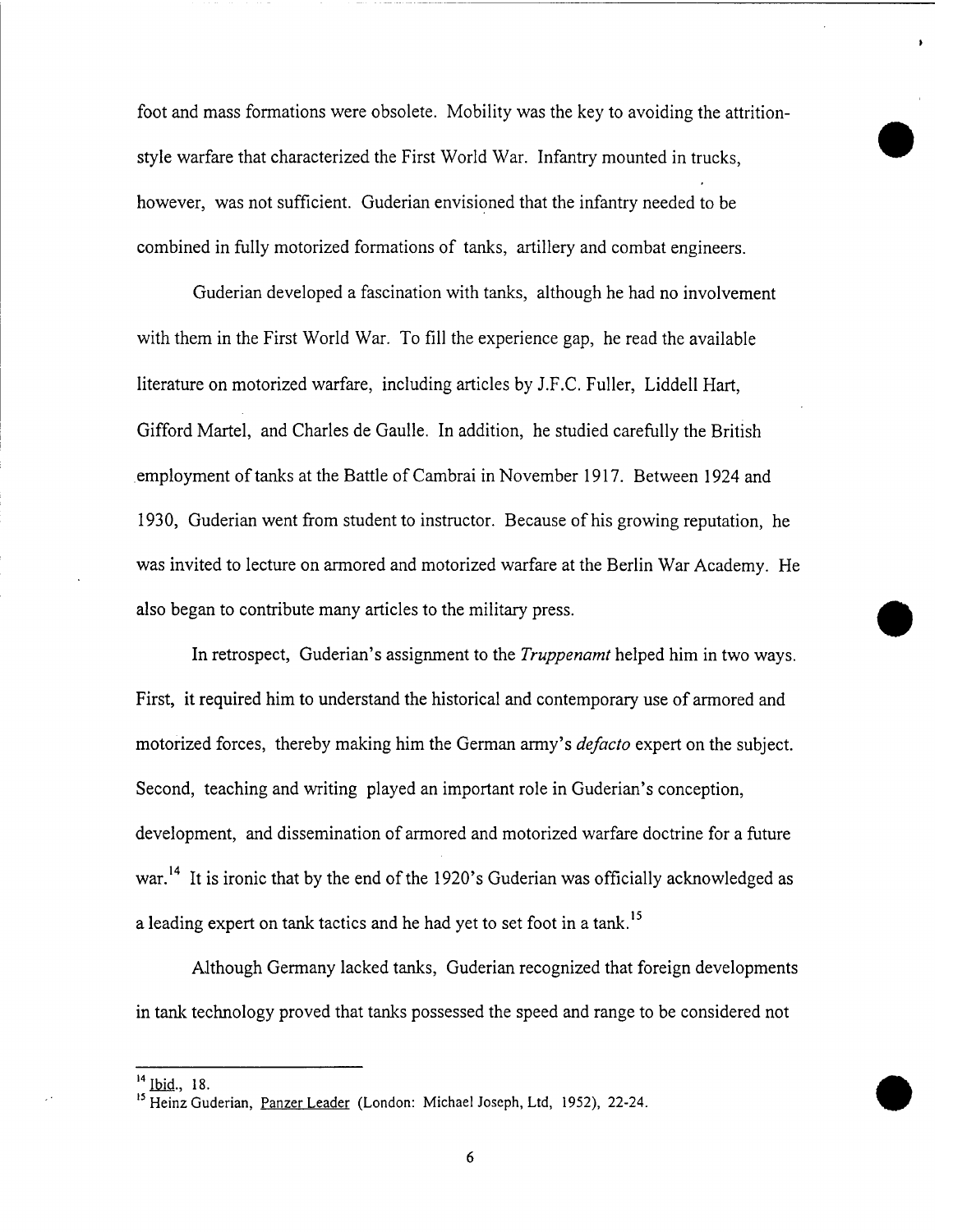foot and mass formations were obsolete. Mobility was the key to avoiding the attrition-style warfare that characterized the First World War. Infantry mounted in trucks, however, was not sufficient. Guderian envisioned that the infantry needed to be combined in fully motorized formations of tanks, artillery and combat engineers.

Guderian developed a fascination with tanks, although he had no involvement with them in the First World War. To fill the experience gap, he read the available literature on motorized warfare, including articles by J.F.C. Fuller, Liddell Hart, Gifford Martel, and Charles de Gaulle. In addition, he studied carefully the British employment of tanks at the Battle of Cambrai in November 1917. Between 1924 and 1930, Guderian went from student to instructor. Because of his growing reputation, he was invited to lecture on armored and motorized warfare at the Berlin War Academy. He also began to contribute many articles to the military press.

In retrospect, Guderian's assignment to the *Truppenamt* helped him in two ways. First, it required him to understand the historical and contemporary use of armored and motorized forces, thereby making him the German army's *defacto* expert on the subject. Second, teaching and writing played an important role in Guderian's conception, development, and dissemination of armored and motorized warfare doctrine for a future war.[14] It is ironic that by the end of the 1920's Guderian was officially acknowledged as a leading expert on tank tactics and he had yet to set foot in a tank.[15]

Although Germany lacked tanks, Guderian recognized that foreign developments in tank technology proved that tanks possessed the speed and range to be considered not

---

[14] Ibid., 18.

[15] Heinz Guderian, Panzer Leader (London: Michael Joseph, Ltd, 1952), 22-24.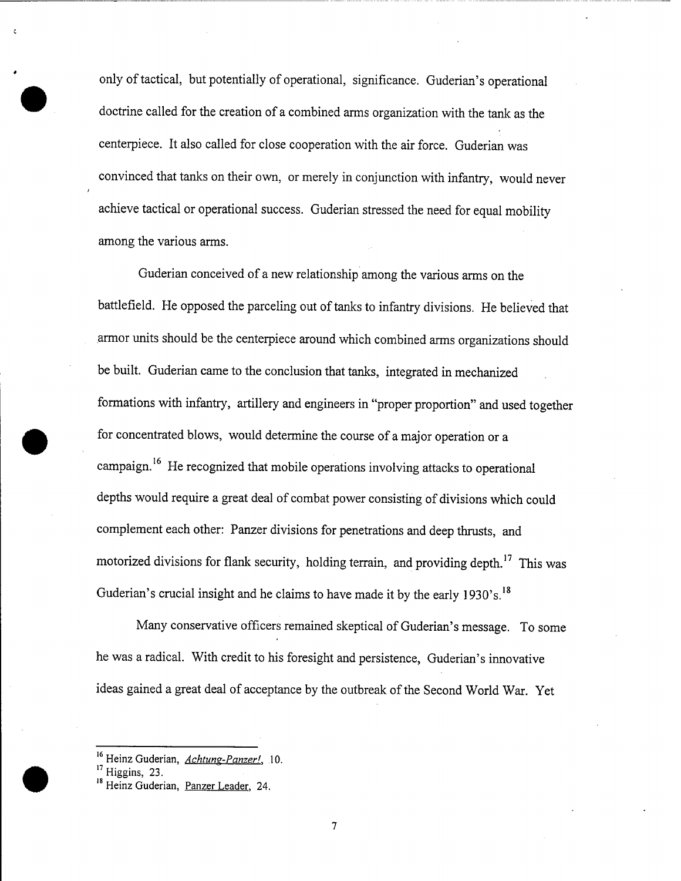only of tactical, but potentially of operational, significance. Guderian's operational doctrine called for the creation of a combined arms organization with the tank as the centerpiece. It also called for close cooperation with the air force. Guderian was convinced that tanks on their own, or merely in conjunction with infantry, would never achieve tactical or operational success. Guderian stressed the need for equal mobility among the various arms.

Guderian conceived of a new relationship among the various arms on the battlefield. He opposed the parceling out of tanks to infantry divisions. He believed that armor units should be the centerpiece around which combined arms organizations should be built. Guderian came to the conclusion that tanks, integrated in mechanized formations with infantry, artillery and engineers in "proper proportion" and used together for concentrated blows, would determine the course of a major operation or a campaign.[16] He recognized that mobile operations involving attacks to operational depths would require a great deal of combat power consisting of divisions which could complement each other: Panzer divisions for penetrations and deep thrusts, and motorized divisions for flank security, holding terrain, and providing depth.[17] This was Guderian's crucial insight and he claims to have made it by the early 1930's.[18]

Many conservative officers remained skeptical of Guderian's message. To some he was a radical. With credit to his foresight and persistence, Guderian's innovative ideas gained a great deal of acceptance by the outbreak of the Second World War. Yet

---

[16] Heinz Guderian, *Achtung-Panzer!*, 10.

[17] Higgins, 23.

[18] Heinz Guderian, Panzer Leader, 24.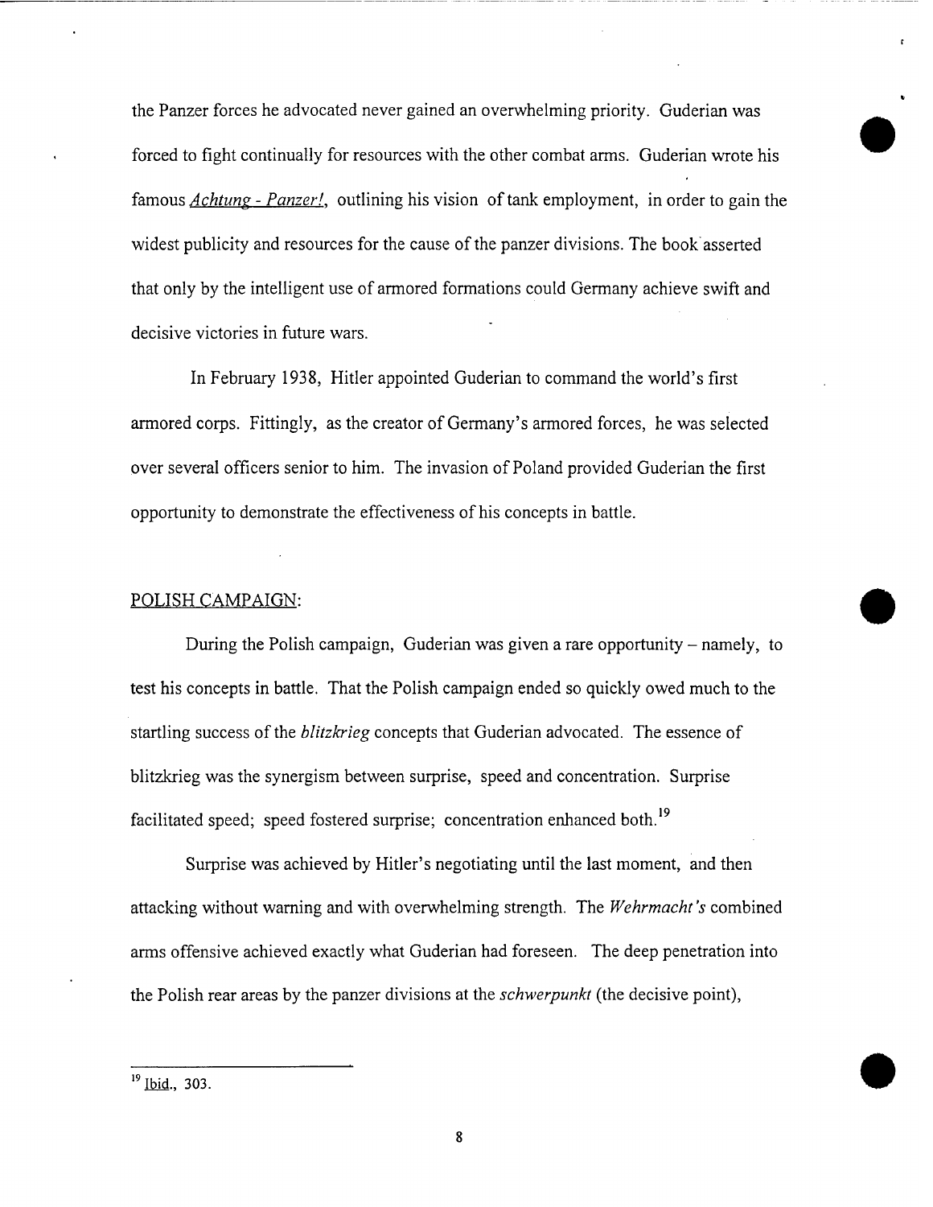the Panzer forces he advocated never gained an overwhelming priority. Guderian was forced to fight continually for resources with the other combat arms. Guderian wrote his famous *Achtung - Panzer!*, outlining his vision of tank employment, in order to gain the widest publicity and resources for the cause of the panzer divisions. The book asserted that only by the intelligent use of armored formations could Germany achieve swift and decisive victories in future wars.

In February 1938, Hitler appointed Guderian to command the world's first armored corps. Fittingly, as the creator of Germany's armored forces, he was selected over several officers senior to him. The invasion of Poland provided Guderian the first opportunity to demonstrate the effectiveness of his concepts in battle.

## POLISH CAMPAIGN:

During the Polish campaign, Guderian was given a rare opportunity – namely, to test his concepts in battle. That the Polish campaign ended so quickly owed much to the startling success of the *blitzkrieg* concepts that Guderian advocated. The essence of blitzkrieg was the synergism between surprise, speed and concentration. Surprise facilitated speed; speed fostered surprise; concentration enhanced both.[19]

Surprise was achieved by Hitler's negotiating until the last moment, and then attacking without warning and with overwhelming strength. The *Wehrmacht's* combined arms offensive achieved exactly what Guderian had foreseen. The deep penetration into the Polish rear areas by the panzer divisions at the *schwerpunkt* (the decisive point),

---

[19] Ibid., 303.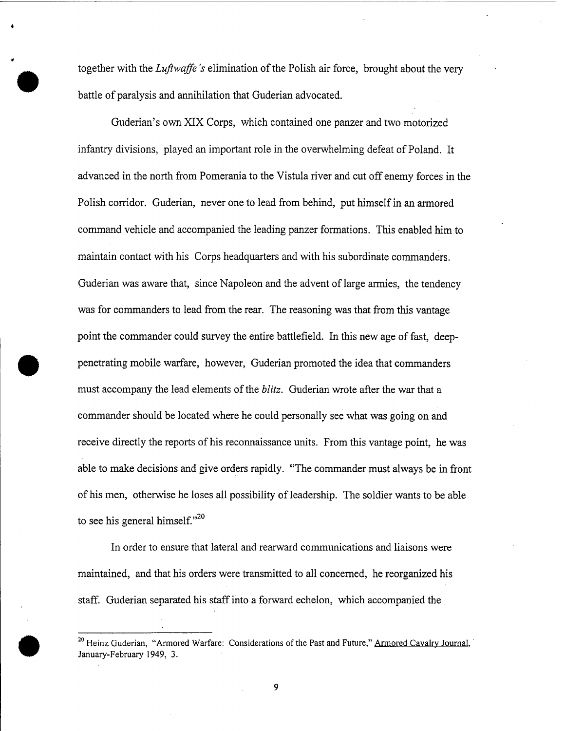together with the *Luftwaffe's* elimination of the Polish air force, brought about the very battle of paralysis and annihilation that Guderian advocated.

Guderian's own XIX Corps, which contained one panzer and two motorized infantry divisions, played an important role in the overwhelming defeat of Poland. It advanced in the north from Pomerania to the Vistula river and cut off enemy forces in the Polish corridor. Guderian, never one to lead from behind, put himself in an armored command vehicle and accompanied the leading panzer formations. This enabled him to maintain contact with his Corps headquarters and with his subordinate commanders. Guderian was aware that, since Napoleon and the advent of large armies, the tendency was for commanders to lead from the rear. The reasoning was that from this vantage point the commander could survey the entire battlefield. In this new age of fast, deep-penetrating mobile warfare, however, Guderian promoted the idea that commanders must accompany the lead elements of the *blitz*. Guderian wrote after the war that a commander should be located where he could personally see what was going on and receive directly the reports of his reconnaissance units. From this vantage point, he was able to make decisions and give orders rapidly. "The commander must always be in front of his men, otherwise he loses all possibility of leadership. The soldier wants to be able to see his general himself."[20]

In order to ensure that lateral and rearward communications and liaisons were maintained, and that his orders were transmitted to all concerned, he reorganized his staff. Guderian separated his staff into a forward echelon, which accompanied the

---

[20] Heinz Guderian, "Armored Warfare: Considerations of the Past and Future," Armored Cavalry Journal, January-February 1949, 3.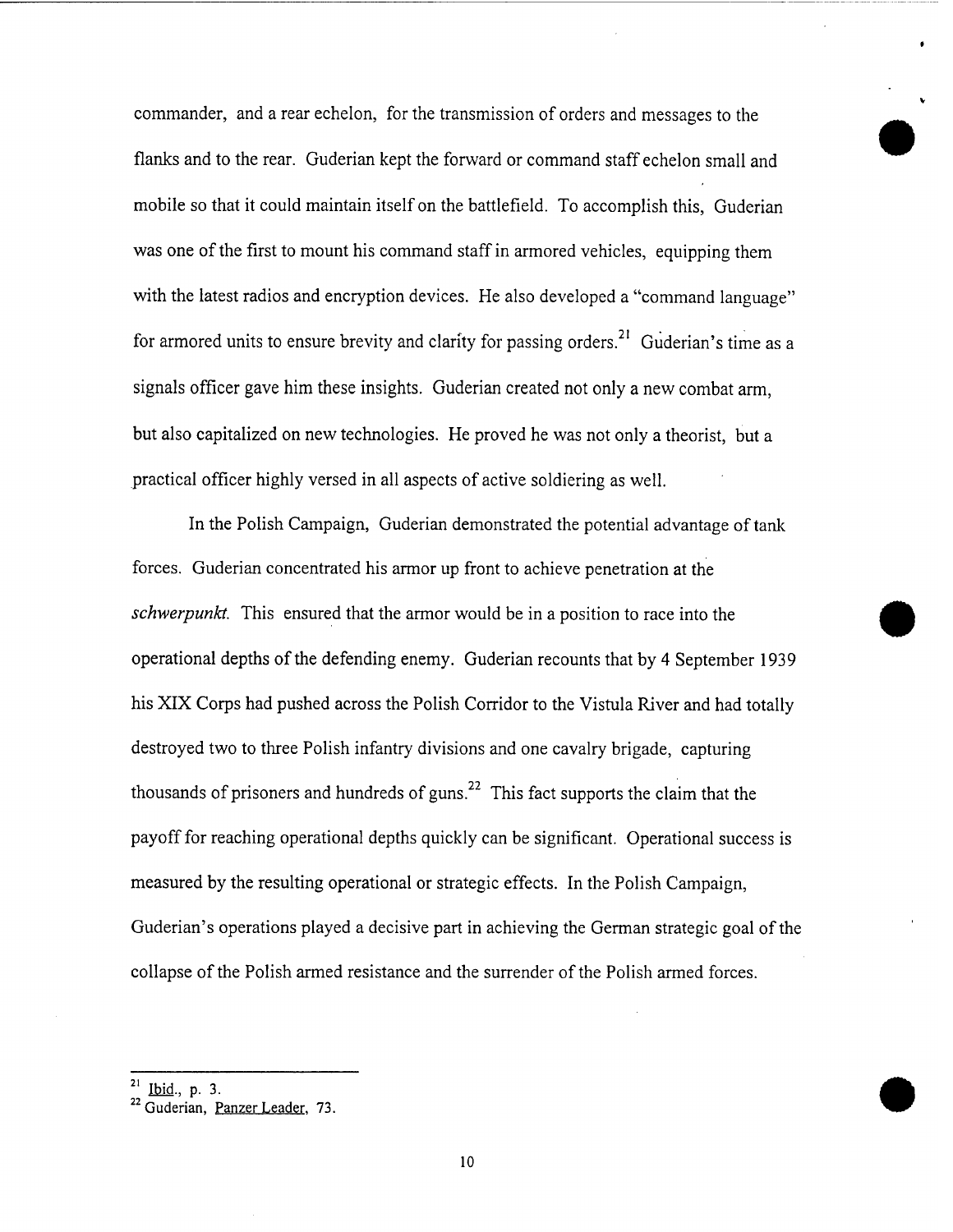commander, and a rear echelon, for the transmission of orders and messages to the flanks and to the rear. Guderian kept the forward or command staff echelon small and mobile so that it could maintain itself on the battlefield. To accomplish this, Guderian was one of the first to mount his command staff in armored vehicles, equipping them with the latest radios and encryption devices. He also developed a "command language" for armored units to ensure brevity and clarity for passing orders.[21] Guderian's time as a signals officer gave him these insights. Guderian created not only a new combat arm, but also capitalized on new technologies. He proved he was not only a theorist, but a practical officer highly versed in all aspects of active soldiering as well.

In the Polish Campaign, Guderian demonstrated the potential advantage of tank forces. Guderian concentrated his armor up front to achieve penetration at the *schwerpunkt.* This ensured that the armor would be in a position to race into the operational depths of the defending enemy. Guderian recounts that by 4 September 1939 his XIX Corps had pushed across the Polish Corridor to the Vistula River and had totally destroyed two to three Polish infantry divisions and one cavalry brigade, capturing thousands of prisoners and hundreds of guns.[22] This fact supports the claim that the payoff for reaching operational depths quickly can be significant. Operational success is measured by the resulting operational or strategic effects. In the Polish Campaign, Guderian's operations played a decisive part in achieving the German strategic goal of the collapse of the Polish armed resistance and the surrender of the Polish armed forces.

---

[21] Ibid., p. 3.

[22] Guderian, Panzer Leader, 73.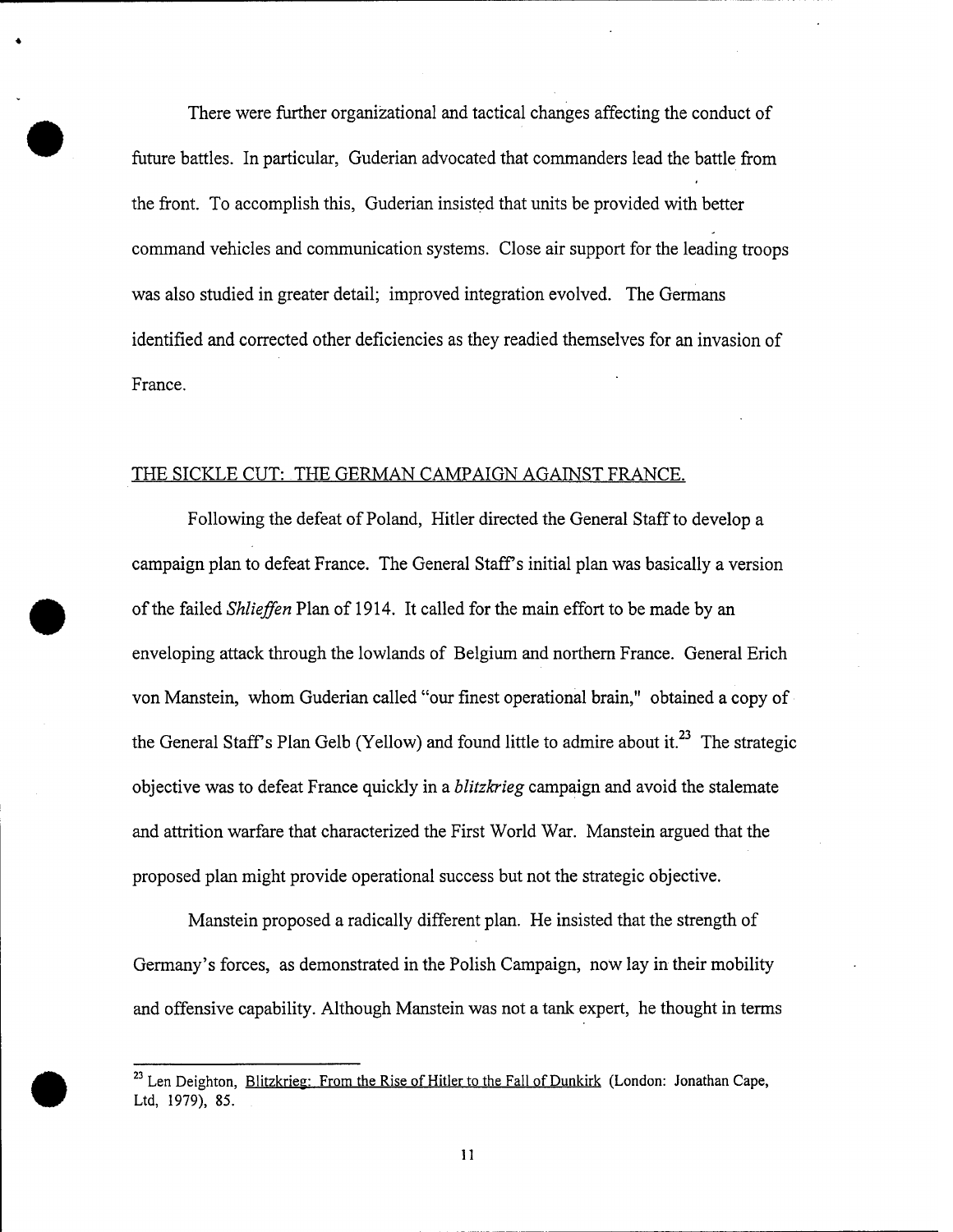There were further organizational and tactical changes affecting the conduct of future battles. In particular, Guderian advocated that commanders lead the battle from the front. To accomplish this, Guderian insisted that units be provided with better command vehicles and communication systems. Close air support for the leading troops was also studied in greater detail; improved integration evolved. The Germans identified and corrected other deficiencies as they readied themselves for an invasion of France.

## THE SICKLE CUT: THE GERMAN CAMPAIGN AGAINST FRANCE.

Following the defeat of Poland, Hitler directed the General Staff to develop a campaign plan to defeat France. The General Staff's initial plan was basically a version of the failed *Shlieffen* Plan of 1914. It called for the main effort to be made by an enveloping attack through the lowlands of Belgium and northern France. General Erich von Manstein, whom Guderian called "our finest operational brain," obtained a copy of the General Staff's Plan Gelb (Yellow) and found little to admire about it.[23] The strategic objective was to defeat France quickly in a *blitzkrieg* campaign and avoid the stalemate and attrition warfare that characterized the First World War. Manstein argued that the proposed plan might provide operational success but not the strategic objective.

Manstein proposed a radically different plan. He insisted that the strength of Germany's forces, as demonstrated in the Polish Campaign, now lay in their mobility and offensive capability. Although Manstein was not a tank expert, he thought in terms

---

[23] Len Deighton, Blitzkrieg: From the Rise of Hitler to the Fall of Dunkirk (London: Jonathan Cape, Ltd, 1979), 85.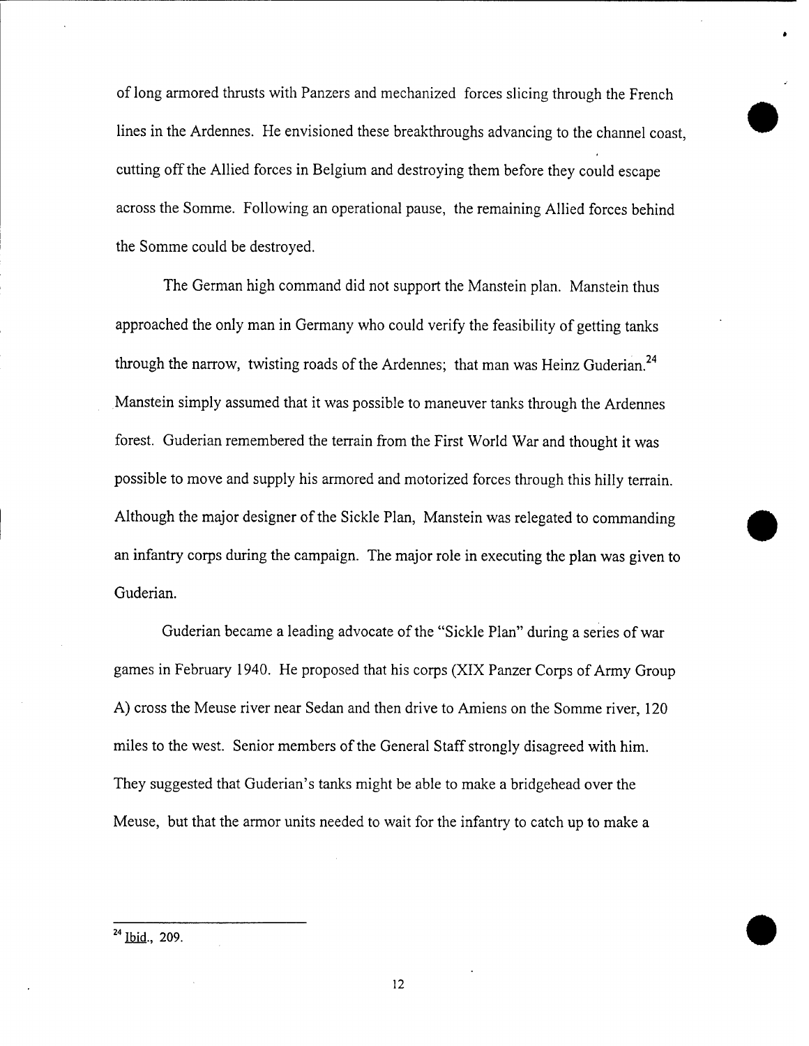of long armored thrusts with Panzers and mechanized forces slicing through the French lines in the Ardennes. He envisioned these breakthroughs advancing to the channel coast, cutting off the Allied forces in Belgium and destroying them before they could escape across the Somme. Following an operational pause, the remaining Allied forces behind the Somme could be destroyed.

The German high command did not support the Manstein plan. Manstein thus approached the only man in Germany who could verify the feasibility of getting tanks through the narrow, twisting roads of the Ardennes; that man was Heinz Guderian.[24] Manstein simply assumed that it was possible to maneuver tanks through the Ardennes forest. Guderian remembered the terrain from the First World War and thought it was possible to move and supply his armored and motorized forces through this hilly terrain. Although the major designer of the Sickle Plan, Manstein was relegated to commanding an infantry corps during the campaign. The major role in executing the plan was given to Guderian.

Guderian became a leading advocate of the "Sickle Plan" during a series of war games in February 1940. He proposed that his corps (XIX Panzer Corps of Army Group A) cross the Meuse river near Sedan and then drive to Amiens on the Somme river, 120 miles to the west. Senior members of the General Staff strongly disagreed with him. They suggested that Guderian's tanks might be able to make a bridgehead over the Meuse, but that the armor units needed to wait for the infantry to catch up to make a

---

[24] Ibid., 209.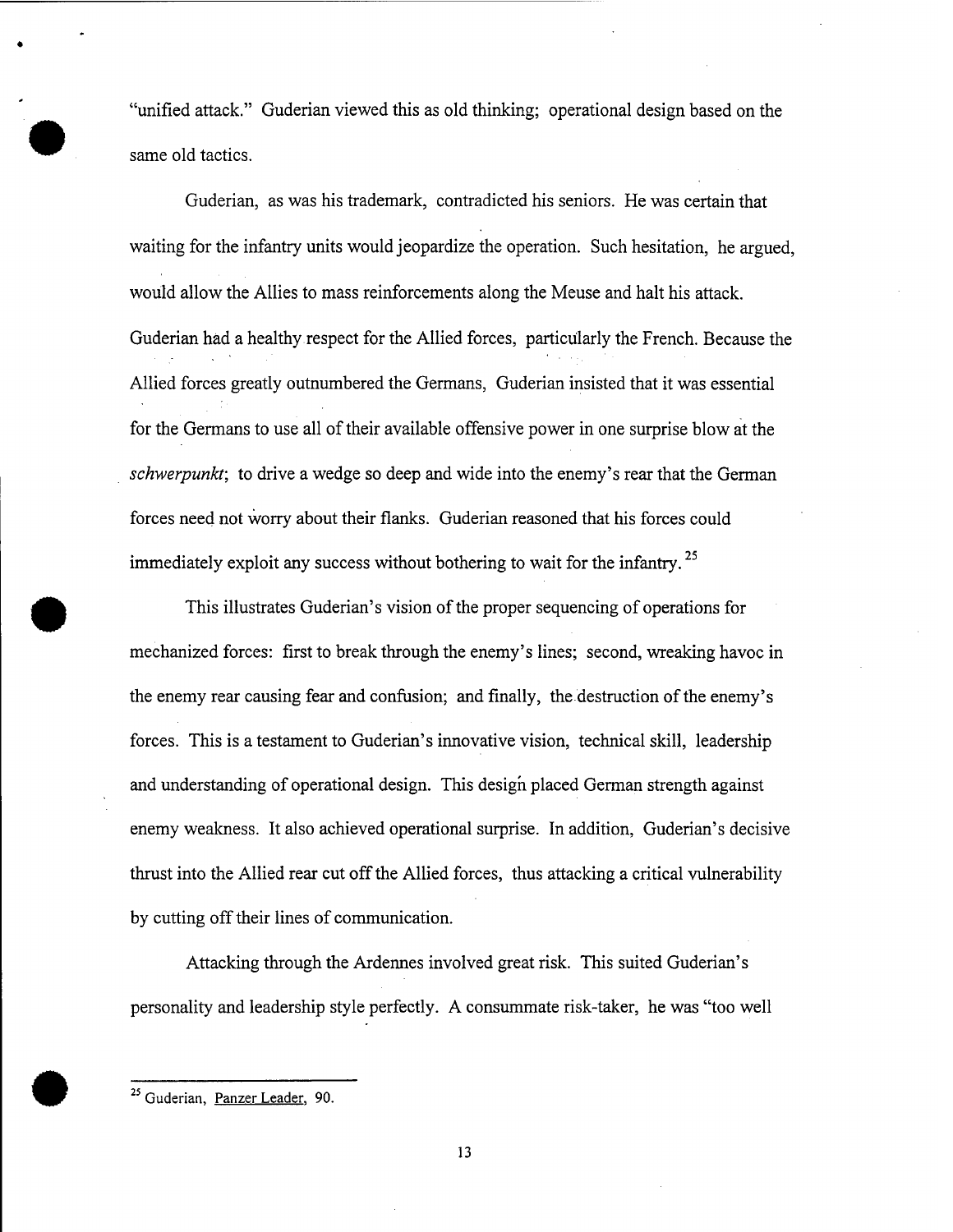"unified attack." Guderian viewed this as old thinking; operational design based on the same old tactics.

Guderian, as was his trademark, contradicted his seniors. He was certain that waiting for the infantry units would jeopardize the operation. Such hesitation, he argued, would allow the Allies to mass reinforcements along the Meuse and halt his attack. Guderian had a healthy respect for the Allied forces, particularly the French. Because the Allied forces greatly outnumbered the Germans, Guderian insisted that it was essential for the Germans to use all of their available offensive power in one surprise blow at the *schwerpunkt*; to drive a wedge so deep and wide into the enemy's rear that the German forces need not worry about their flanks. Guderian reasoned that his forces could immediately exploit any success without bothering to wait for the infantry.[25]

This illustrates Guderian's vision of the proper sequencing of operations for mechanized forces: first to break through the enemy's lines; second, wreaking havoc in the enemy rear causing fear and confusion; and finally, the destruction of the enemy's forces. This is a testament to Guderian's innovative vision, technical skill, leadership and understanding of operational design. This design placed German strength against enemy weakness. It also achieved operational surprise. In addition, Guderian's decisive thrust into the Allied rear cut off the Allied forces, thus attacking a critical vulnerability by cutting off their lines of communication.

Attacking through the Ardennes involved great risk. This suited Guderian's personality and leadership style perfectly. A consummate risk-taker, he was "too well

---

[25] Guderian, Panzer Leader, 90.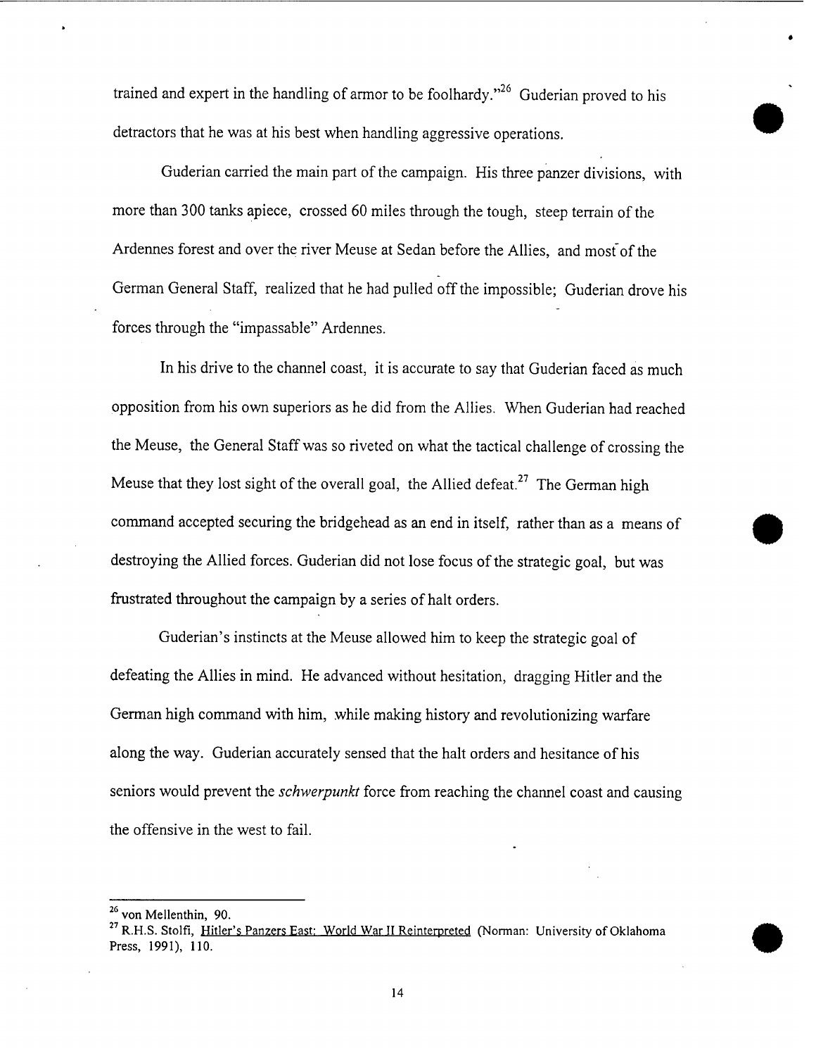trained and expert in the handling of armor to be foolhardy."[26] Guderian proved to his detractors that he was at his best when handling aggressive operations.

Guderian carried the main part of the campaign. His three panzer divisions, with more than 300 tanks apiece, crossed 60 miles through the tough, steep terrain of the Ardennes forest and over the river Meuse at Sedan before the Allies, and most of the German General Staff, realized that he had pulled off the impossible; Guderian drove his forces through the "impassable" Ardennes.

In his drive to the channel coast, it is accurate to say that Guderian faced as much opposition from his own superiors as he did from the Allies. When Guderian had reached the Meuse, the General Staff was so riveted on what the tactical challenge of crossing the Meuse that they lost sight of the overall goal, the Allied defeat.[27] The German high command accepted securing the bridgehead as an end in itself, rather than as a means of destroying the Allied forces. Guderian did not lose focus of the strategic goal, but was frustrated throughout the campaign by a series of halt orders.

Guderian's instincts at the Meuse allowed him to keep the strategic goal of defeating the Allies in mind. He advanced without hesitation, dragging Hitler and the German high command with him, while making history and revolutionizing warfare along the way. Guderian accurately sensed that the halt orders and hesitance of his seniors would prevent the *schwerpunkt* force from reaching the channel coast and causing the offensive in the west to fail.

---

[26] von Mellenthin, 90.

[27] R.H.S. Stolfi, Hitler's Panzers East: World War II Reinterpreted (Norman: University of Oklahoma Press, 1991), 110.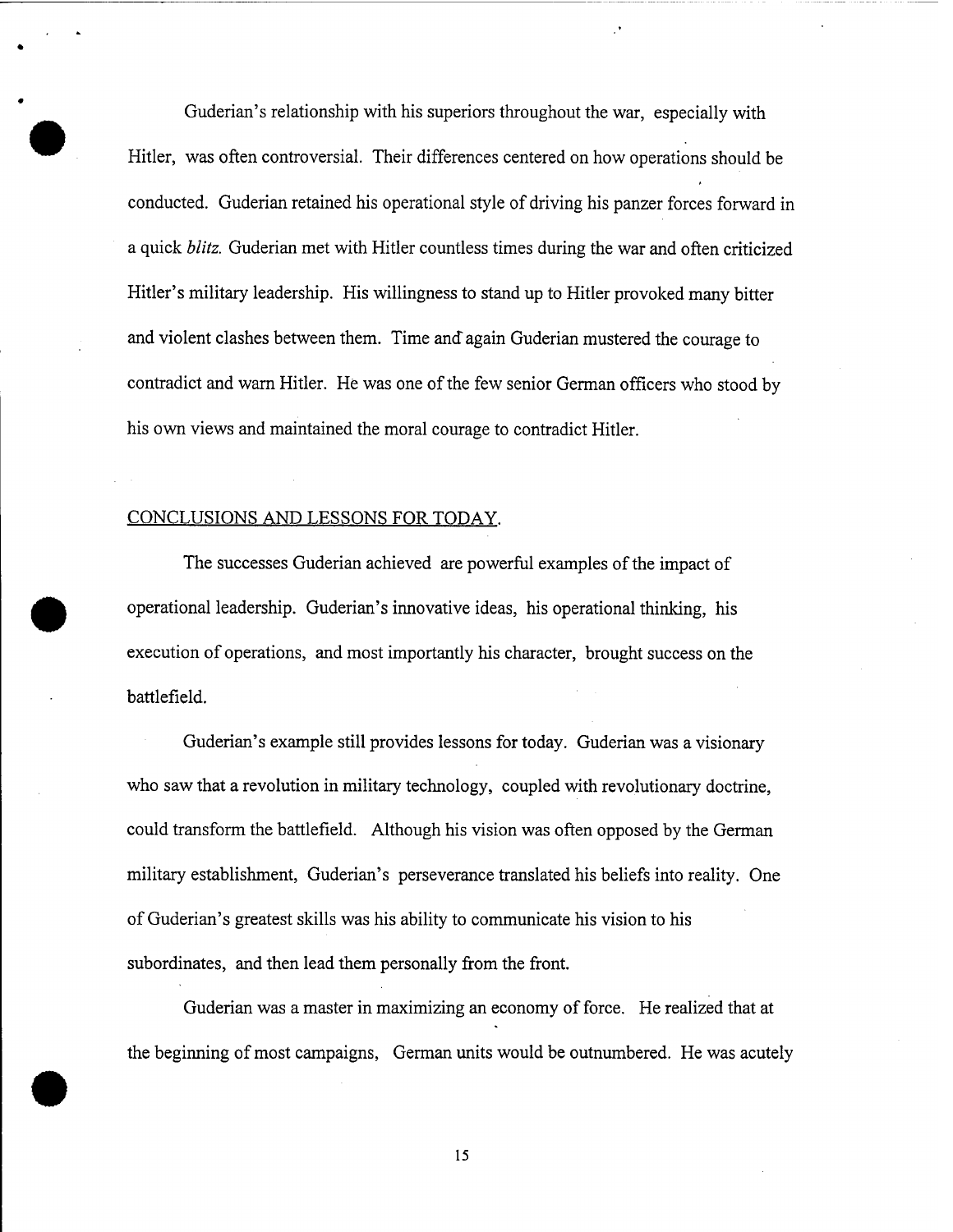Guderian's relationship with his superiors throughout the war, especially with Hitler, was often controversial. Their differences centered on how operations should be conducted. Guderian retained his operational style of driving his panzer forces forward in a quick *blitz.* Guderian met with Hitler countless times during the war and often criticized Hitler's military leadership. His willingness to stand up to Hitler provoked many bitter and violent clashes between them. Time and again Guderian mustered the courage to contradict and warn Hitler. He was one of the few senior German officers who stood by his own views and maintained the moral courage to contradict Hitler.

## CONCLUSIONS AND LESSONS FOR TODAY.

The successes Guderian achieved are powerful examples of the impact of operational leadership. Guderian's innovative ideas, his operational thinking, his execution of operations, and most importantly his character, brought success on the battlefield.

Guderian's example still provides lessons for today. Guderian was a visionary who saw that a revolution in military technology, coupled with revolutionary doctrine, could transform the battlefield. Although his vision was often opposed by the German military establishment, Guderian's perseverance translated his beliefs into reality. One of Guderian's greatest skills was his ability to communicate his vision to his subordinates, and then lead them personally from the front.

Guderian was a master in maximizing an economy of force. He realized that at the beginning of most campaigns, German units would be outnumbered. He was acutely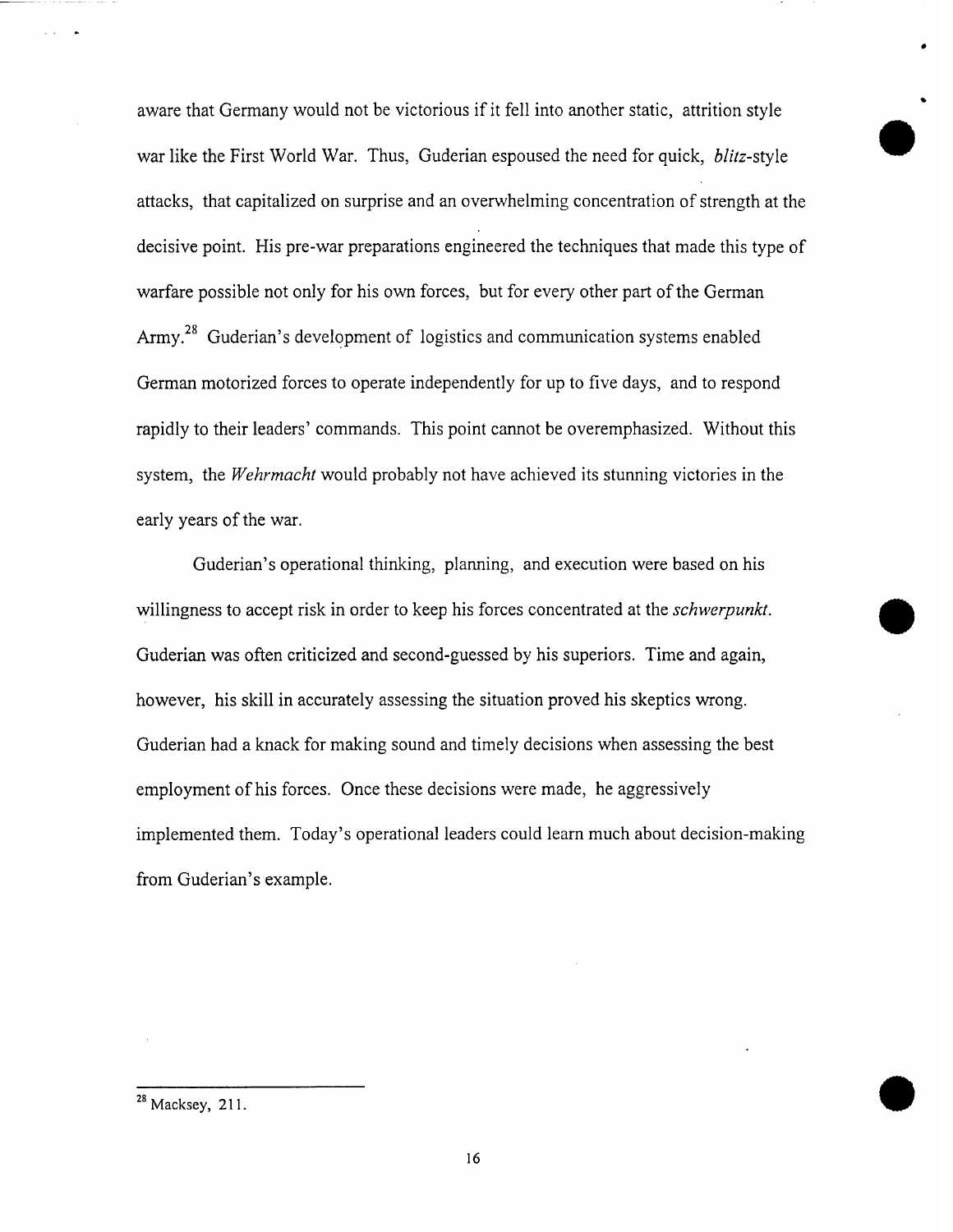aware that Germany would not be victorious if it fell into another static, attrition style war like the First World War. Thus, Guderian espoused the need for quick, *blitz*-style attacks, that capitalized on surprise and an overwhelming concentration of strength at the decisive point. His pre-war preparations engineered the techniques that made this type of warfare possible not only for his own forces, but for every other part of the German Army.[28] Guderian's development of logistics and communication systems enabled German motorized forces to operate independently for up to five days, and to respond rapidly to their leaders' commands. This point cannot be overemphasized. Without this system, the *Wehrmacht* would probably not have achieved its stunning victories in the early years of the war.

Guderian's operational thinking, planning, and execution were based on his willingness to accept risk in order to keep his forces concentrated at the *schwerpunkt*. Guderian was often criticized and second-guessed by his superiors. Time and again, however, his skill in accurately assessing the situation proved his skeptics wrong. Guderian had a knack for making sound and timely decisions when assessing the best employment of his forces. Once these decisions were made, he aggressively implemented them. Today's operational leaders could learn much about decision-making from Guderian's example.

---

[28] Macksey, 211.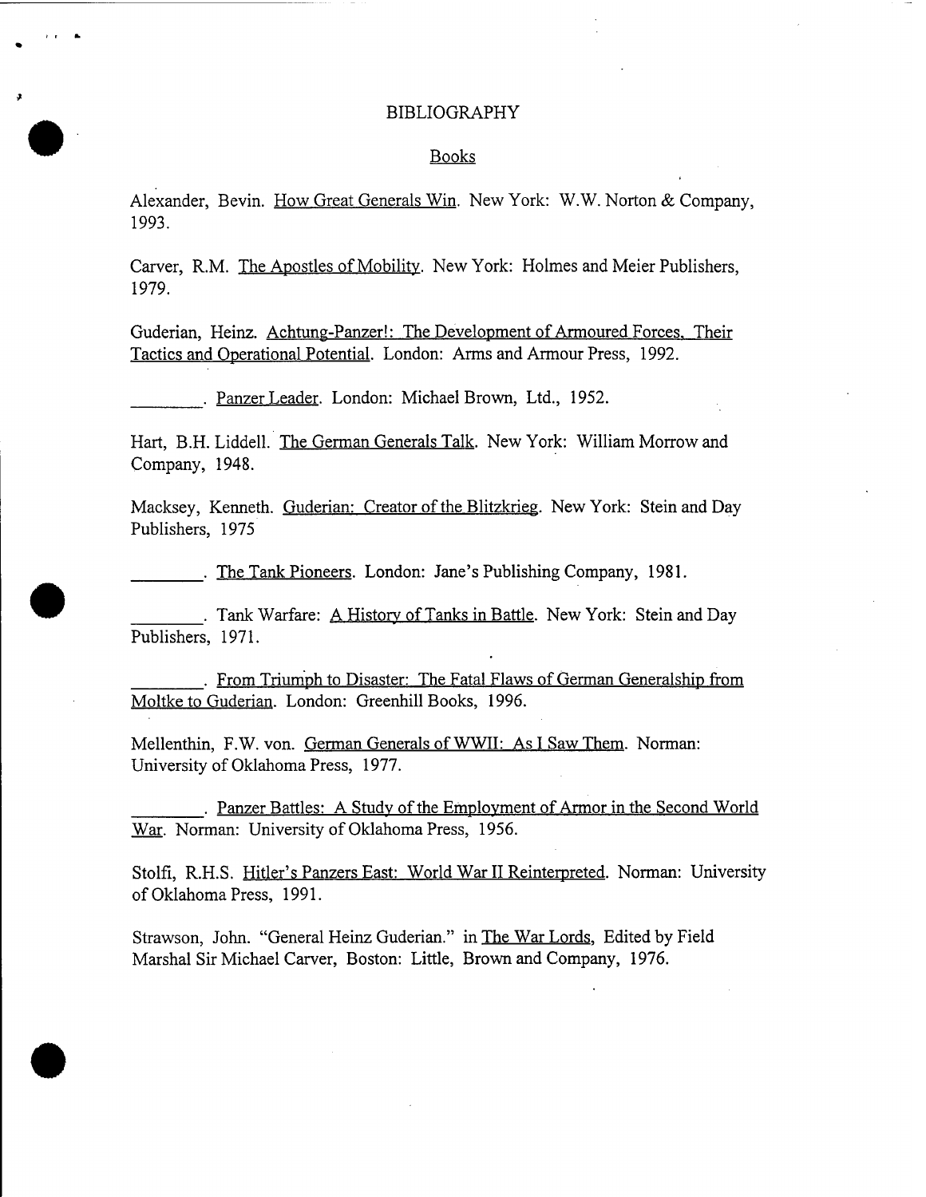# BIBLIOGRAPHY

## Books

Alexander, Bevin. How Great Generals Win. New York: W.W. Norton & Company, 1993.

Carver, R.M. The Apostles of Mobility. New York: Holmes and Meier Publishers, 1979.

Guderian, Heinz. Achtung-Panzer!: The Development of Armoured Forces, Their Tactics and Operational Potential. London: Arms and Armour Press, 1992.

________. Panzer Leader. London: Michael Brown, Ltd., 1952.

Hart, B.H. Liddell. The German Generals Talk. New York: William Morrow and Company, 1948.

Macksey, Kenneth. Guderian: Creator of the Blitzkrieg. New York: Stein and Day Publishers, 1975

________. The Tank Pioneers. London: Jane's Publishing Company, 1981.

________. Tank Warfare: A History of Tanks in Battle. New York: Stein and Day Publishers, 1971.

________. From Triumph to Disaster: The Fatal Flaws of German Generalship from Moltke to Guderian. London: Greenhill Books, 1996.

Mellenthin, F.W. von. German Generals of WWII: As I Saw Them. Norman: University of Oklahoma Press, 1977.

________. Panzer Battles: A Study of the Employment of Armor in the Second World War. Norman: University of Oklahoma Press, 1956.

Stolfi, R.H.S. Hitler's Panzers East: World War II Reinterpreted. Norman: University of Oklahoma Press, 1991.

Strawson, John. "General Heinz Guderian." in The War Lords, Edited by Field Marshal Sir Michael Carver, Boston: Little, Brown and Company, 1976.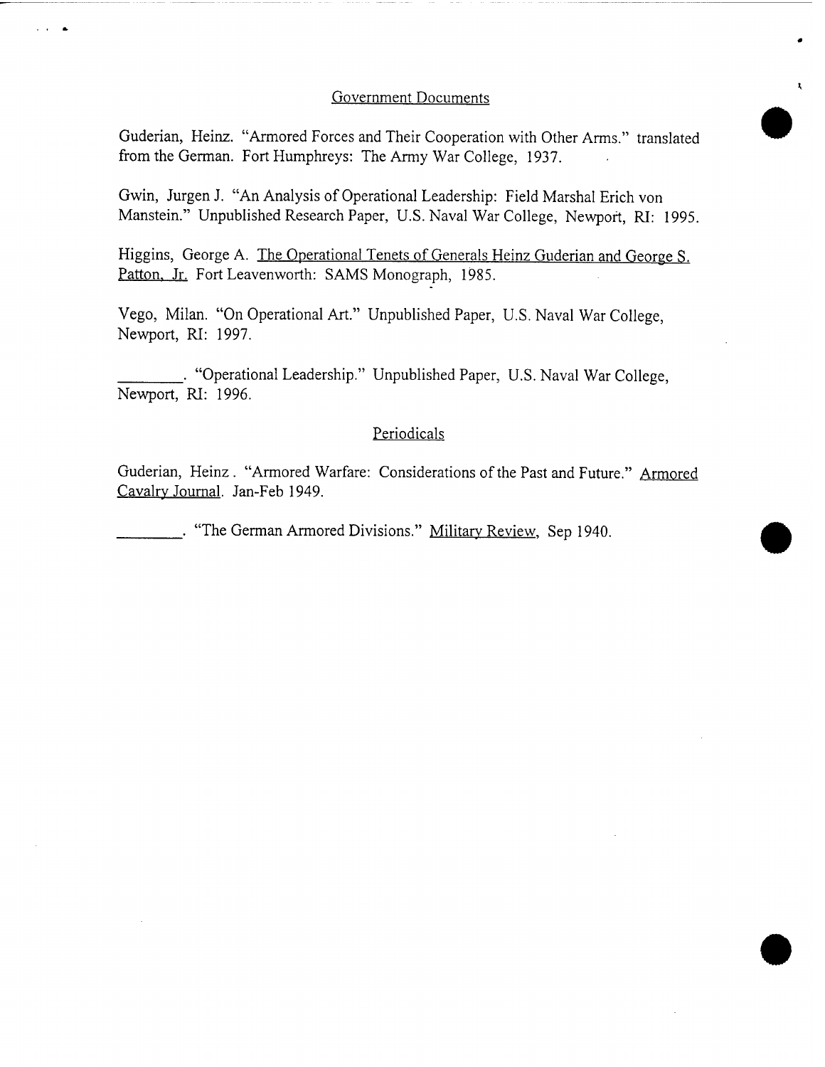## Government Documents

Guderian, Heinz. "Armored Forces and Their Cooperation with Other Arms." translated from the German. Fort Humphreys: The Army War College, 1937.

Gwin, Jurgen J. "An Analysis of Operational Leadership: Field Marshal Erich von Manstein." Unpublished Research Paper, U.S. Naval War College, Newport, RI: 1995.

Higgins, George A. The Operational Tenets of Generals Heinz Guderian and George S. Patton, Jr. Fort Leavenworth: SAMS Monograph, 1985.

Vego, Milan. "On Operational Art." Unpublished Paper, U.S. Naval War College, Newport, RI: 1997.

________. "Operational Leadership." Unpublished Paper, U.S. Naval War College, Newport, RI: 1996.

## Periodicals

Guderian, Heinz. "Armored Warfare: Considerations of the Past and Future." Armored Cavalry Journal. Jan-Feb 1949.

________. "The German Armored Divisions." Military Review, Sep 1940.